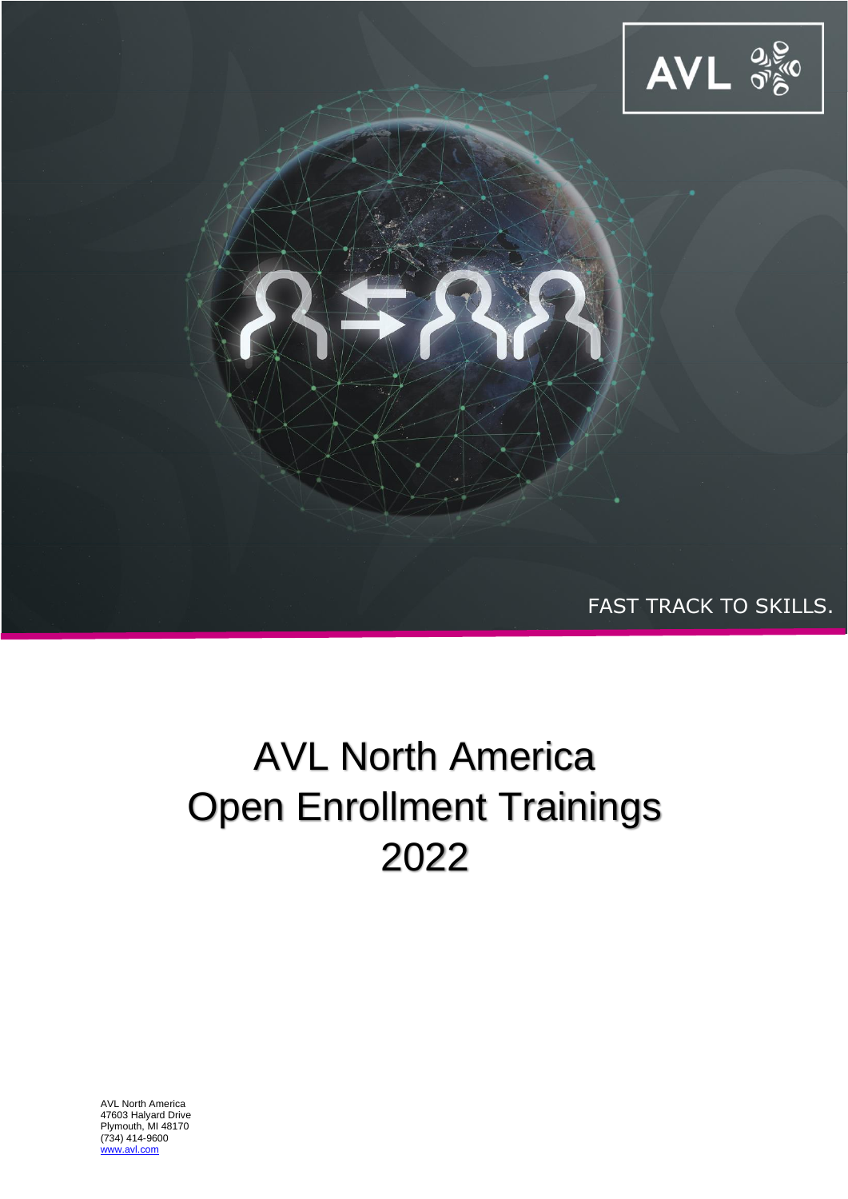AVL

FAST TRACK TO SKILLS.

# AVL North America Open Enrollment Trainings 2022

AVL North America
47603 Halyard Drive
Plymouth, MI 48170
(734) 414-9600
www.avl.com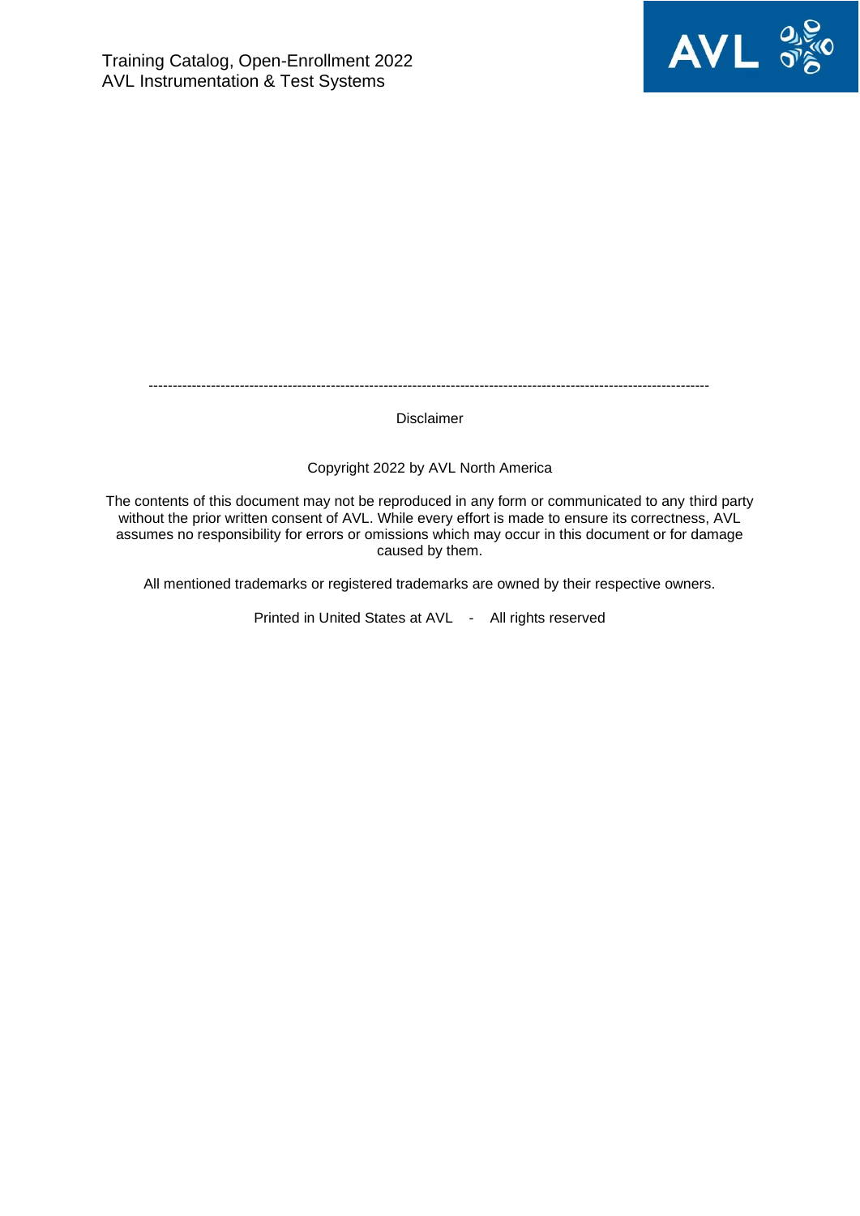---

Disclaimer

Copyright 2022 by AVL North America

The contents of this document may not be reproduced in any form or communicated to any third party without the prior written consent of AVL. While every effort is made to ensure its correctness, AVL assumes no responsibility for errors or omissions which may occur in this document or for damage caused by them.

All mentioned trademarks or registered trademarks are owned by their respective owners.

Printed in United States at AVL - All rights reserved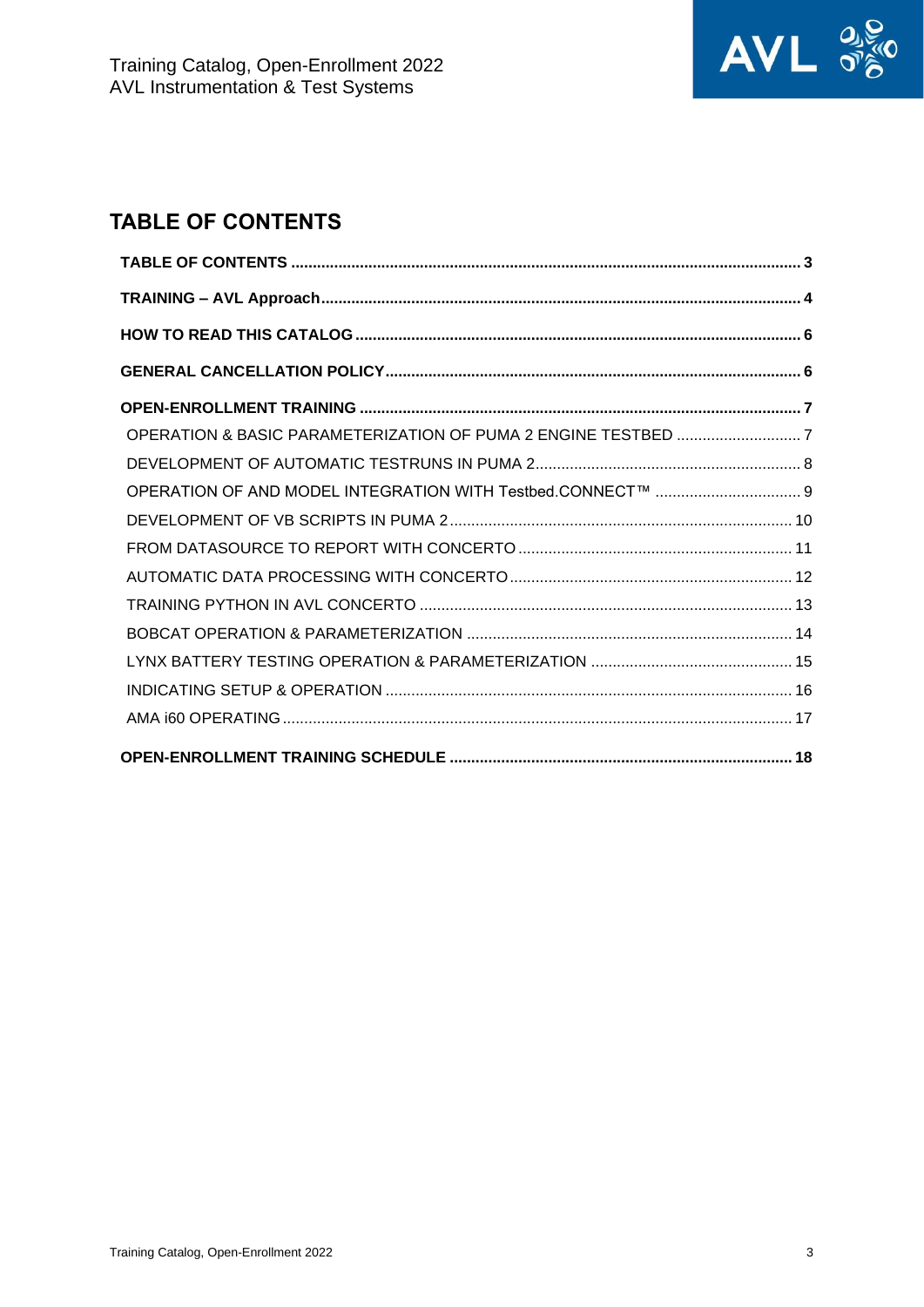# TABLE OF CONTENTS

**TABLE OF CONTENTS** ..................................................................................... **3**

**TRAINING – AVL Approach** ............................................................................. **4**

**HOW TO READ THIS CATALOG** ........................................................................ **6**

**GENERAL CANCELLATION POLICY** .................................................................. **6**

**OPEN-ENROLLMENT TRAINING** ....................................................................... **7**

- OPERATION & BASIC PARAMETERIZATION OF PUMA 2 ENGINE TESTBED ............................ 7
- DEVELOPMENT OF AUTOMATIC TESTRUNS IN PUMA 2 ............................................................ 8
- OPERATION OF AND MODEL INTEGRATION WITH Testbed.CONNECT™ .................................. 9
- DEVELOPMENT OF VB SCRIPTS IN PUMA 2 ............................................................................ 10
- FROM DATASOURCE TO REPORT WITH CONCERTO .............................................................. 11
- AUTOMATIC DATA PROCESSING WITH CONCERTO ................................................................. 12
- TRAINING PYTHON IN AVL CONCERTO ...................................................................................... 13
- BOBCAT OPERATION & PARAMETERIZATION ........................................................................... 14
- LYNX BATTERY TESTING OPERATION & PARAMETERIZATION ............................................... 15
- INDICATING SETUP & OPERATION .............................................................................................. 16
- AMA i60 OPERATING ...................................................................................................................... 17

**OPEN-ENROLLMENT TRAINING SCHEDULE** ................................................... **18**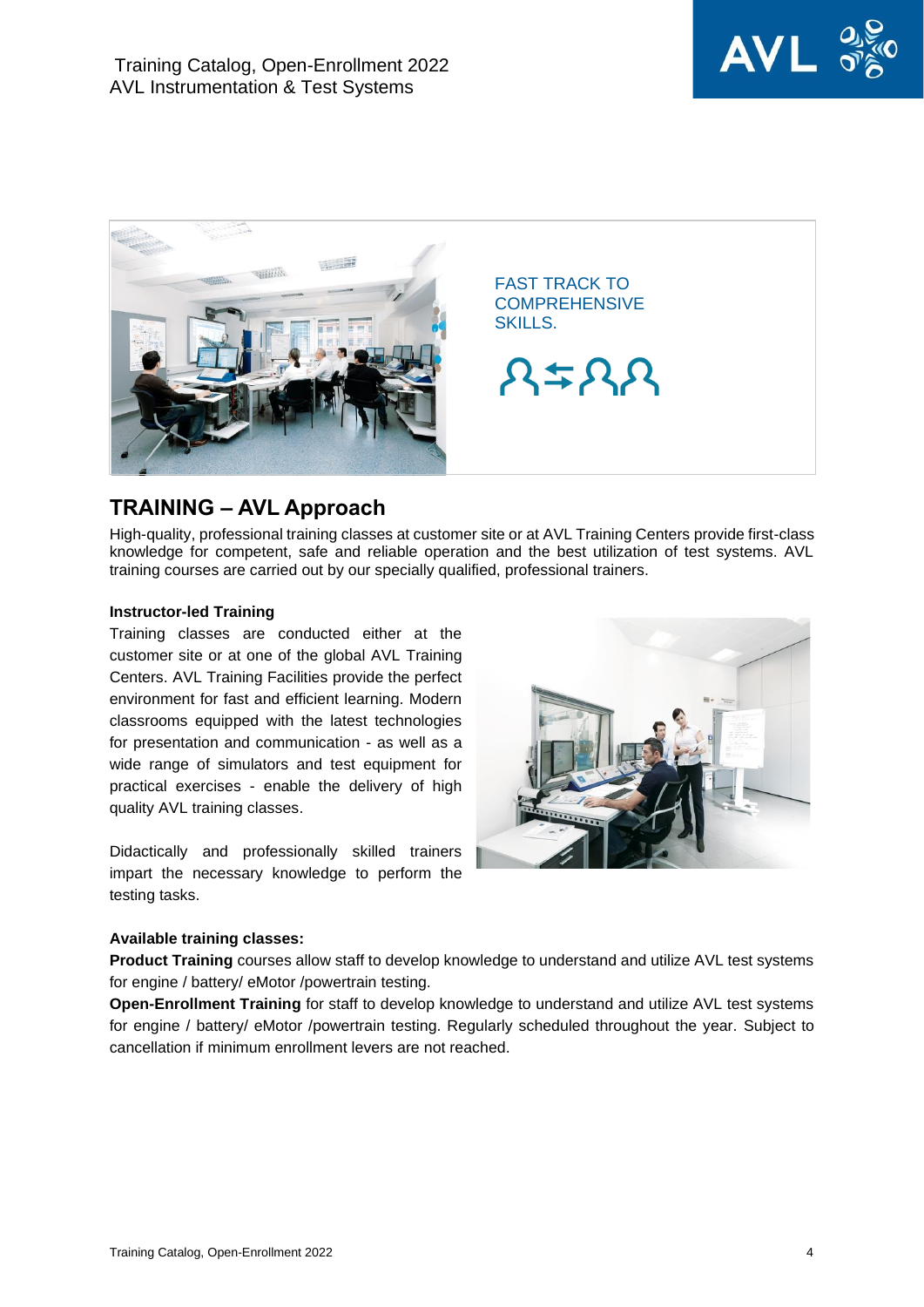FAST TRACK TO COMPREHENSIVE SKILLS.

## TRAINING – AVL Approach

High-quality, professional training classes at customer site or at AVL Training Centers provide first-class knowledge for competent, safe and reliable operation and the best utilization of test systems. AVL training courses are carried out by our specially qualified, professional trainers.

**Instructor-led Training**

Training classes are conducted either at the customer site or at one of the global AVL Training Centers. AVL Training Facilities provide the perfect environment for fast and efficient learning. Modern classrooms equipped with the latest technologies for presentation and communication - as well as a wide range of simulators and test equipment for practical exercises - enable the delivery of high quality AVL training classes.

Didactically and professionally skilled trainers impart the necessary knowledge to perform the testing tasks.

**Available training classes:**

**Product Training** courses allow staff to develop knowledge to understand and utilize AVL test systems for engine / battery/ eMotor /powertrain testing.

**Open-Enrollment Training** for staff to develop knowledge to understand and utilize AVL test systems for engine / battery/ eMotor /powertrain testing. Regularly scheduled throughout the year. Subject to cancellation if minimum enrollment levers are not reached.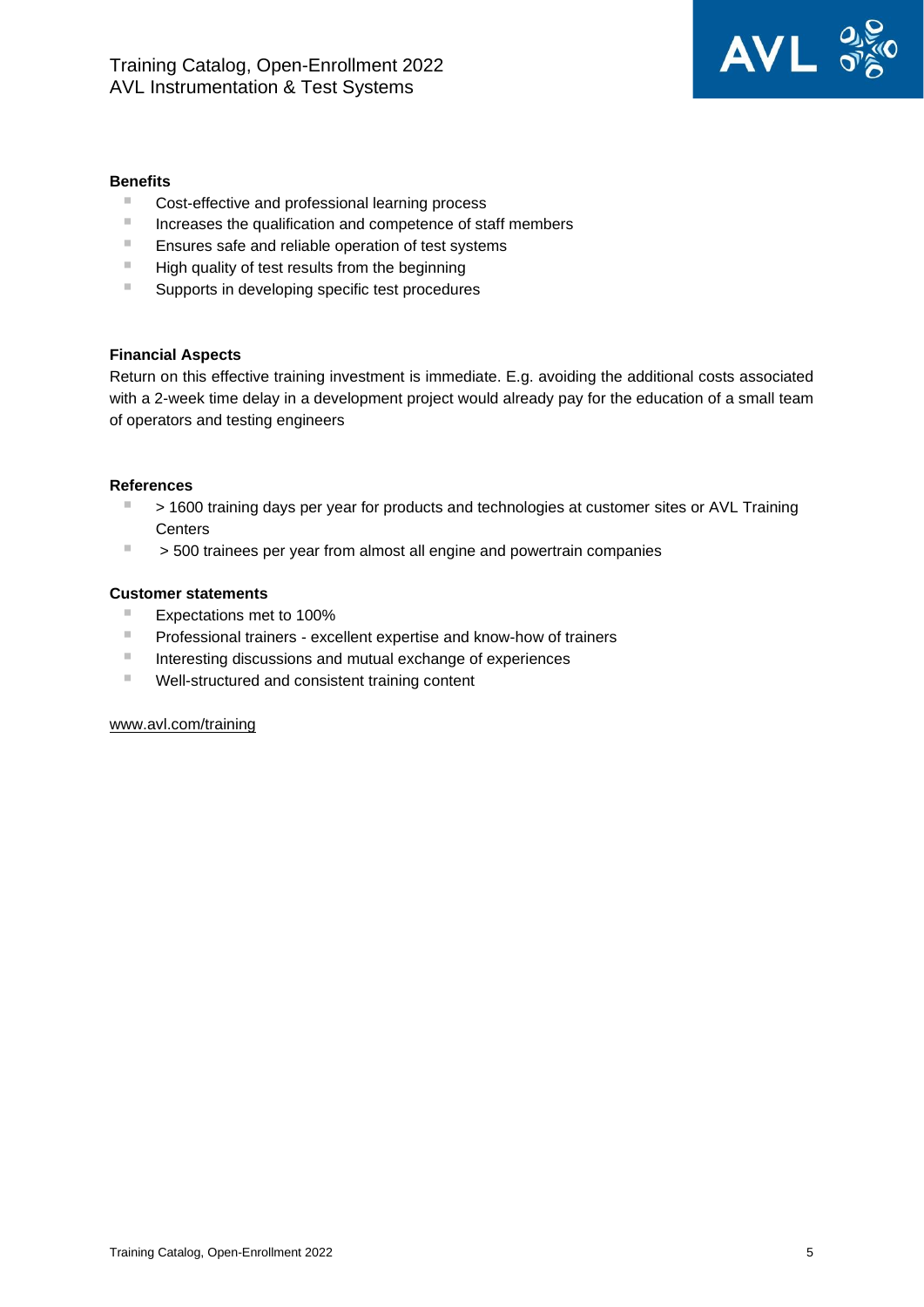**Benefits**

- Cost-effective and professional learning process
- Increases the qualification and competence of staff members
- Ensures safe and reliable operation of test systems
- High quality of test results from the beginning
- Supports in developing specific test procedures

**Financial Aspects**

Return on this effective training investment is immediate. E.g. avoiding the additional costs associated with a 2-week time delay in a development project would already pay for the education of a small team of operators and testing engineers

**References**

- > 1600 training days per year for products and technologies at customer sites or AVL Training Centers
- > 500 trainees per year from almost all engine and powertrain companies

**Customer statements**

- Expectations met to 100%
- Professional trainers - excellent expertise and know-how of trainers
- Interesting discussions and mutual exchange of experiences
- Well-structured and consistent training content

www.avl.com/training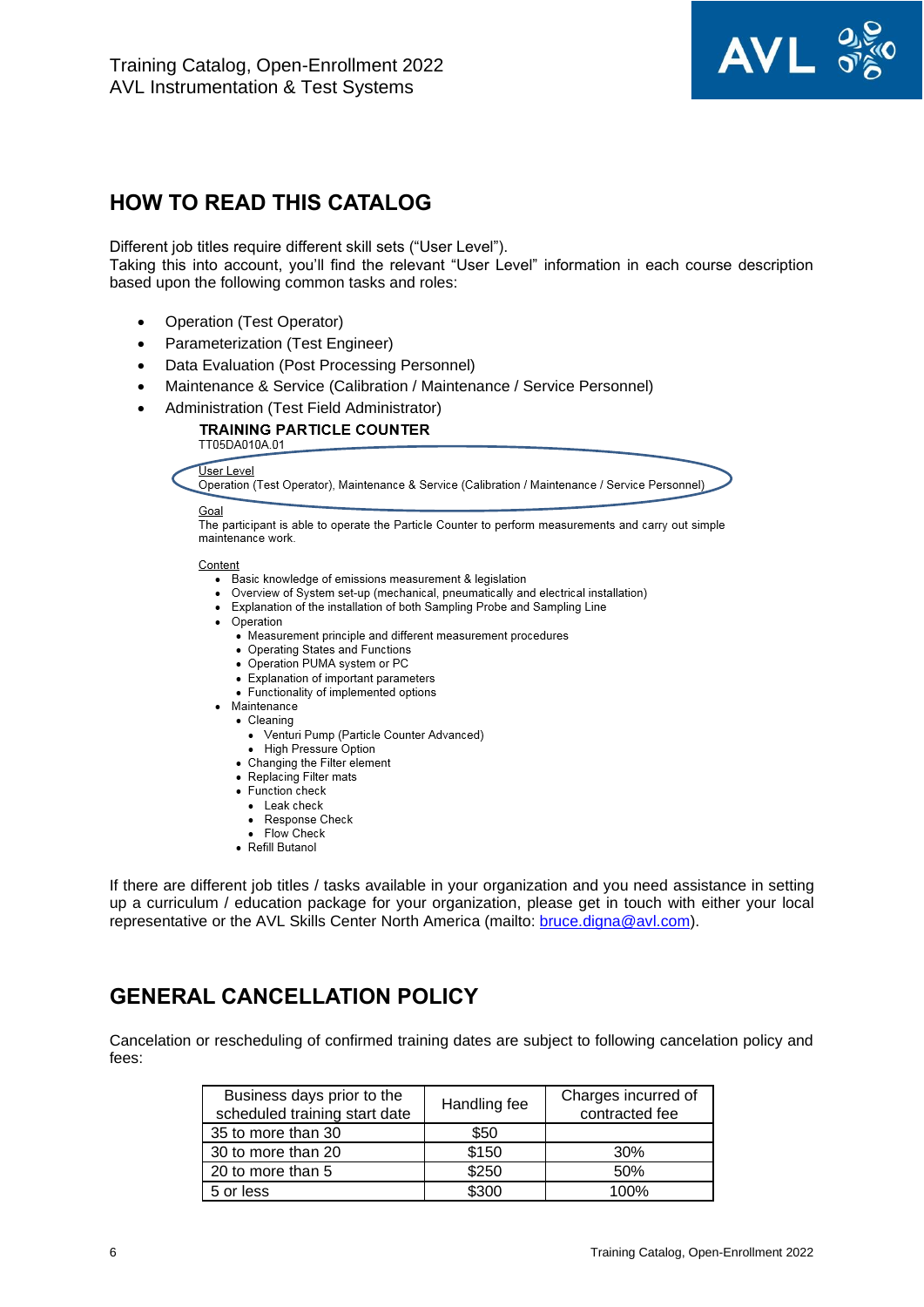## HOW TO READ THIS CATALOG

Different job titles require different skill sets ("User Level").
Taking this into account, you'll find the relevant "User Level" information in each course description based upon the following common tasks and roles:

- Operation (Test Operator)
- Parameterization (Test Engineer)
- Data Evaluation (Post Processing Personnel)
- Maintenance & Service (Calibration / Maintenance / Service Personnel)
- Administration (Test Field Administrator)

**TRAINING PARTICLE COUNTER**
TT05DA010A.01

User Level
Operation (Test Operator), Maintenance & Service (Calibration / Maintenance / Service Personnel)

Goal
The participant is able to operate the Particle Counter to perform measurements and carry out simple maintenance work.

Content

- Basic knowledge of emissions measurement & legislation
- Overview of System set-up (mechanical, pneumatically and electrical installation)
- Explanation of the installation of both Sampling Probe and Sampling Line
- Operation
  - Measurement principle and different measurement procedures
  - Operating States and Functions
  - Operation PUMA system or PC
  - Explanation of important parameters
  - Functionality of implemented options
- Maintenance
  - Cleaning
    - Venturi Pump (Particle Counter Advanced)
    - High Pressure Option
  - Changing the Filter element
  - Replacing Filter mats
  - Function check
    - Leak check
    - Response Check
    - Flow Check
  - Refill Butanol

If there are different job titles / tasks available in your organization and you need assistance in setting up a curriculum / education package for your organization, please get in touch with either your local representative or the AVL Skills Center North America (mailto: bruce.digna@avl.com).

## GENERAL CANCELLATION POLICY

Cancelation or rescheduling of confirmed training dates are subject to following cancelation policy and fees:

| Business days prior to the scheduled training start date | Handling fee | Charges incurred of contracted fee |
|---|---|---|
| 35 to more than 30 | $50 | |
| 30 to more than 20 | $150 | 30% |
| 20 to more than 5 | $250 | 50% |
| 5 or less | $300 | 100% |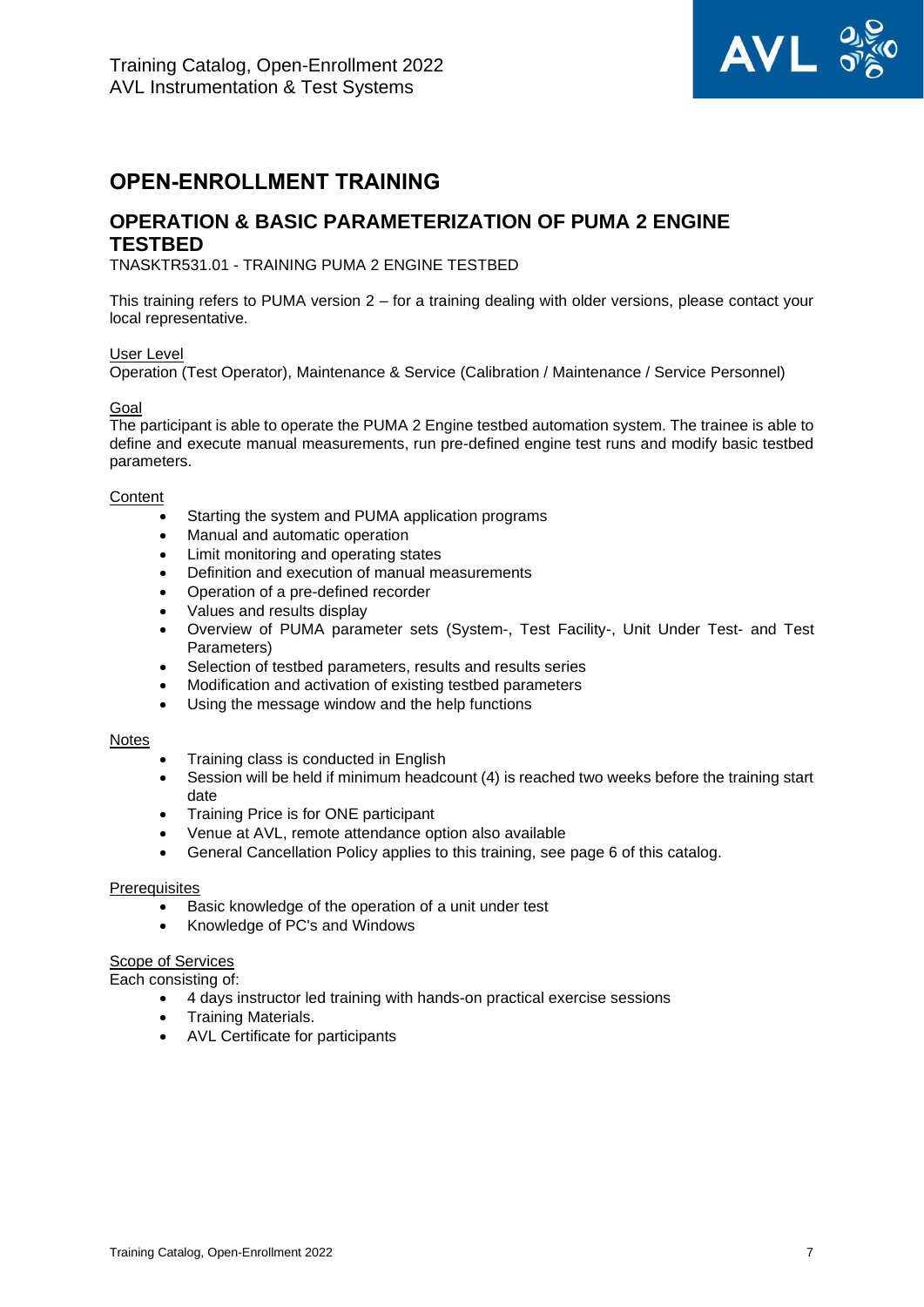# OPEN-ENROLLMENT TRAINING

## OPERATION & BASIC PARAMETERIZATION OF PUMA 2 ENGINE TESTBED

TNASKTR531.01 - TRAINING PUMA 2 ENGINE TESTBED

This training refers to PUMA version 2 – for a training dealing with older versions, please contact your local representative.

User Level

Operation (Test Operator), Maintenance & Service (Calibration / Maintenance / Service Personnel)

Goal

The participant is able to operate the PUMA 2 Engine testbed automation system. The trainee is able to define and execute manual measurements, run pre-defined engine test runs and modify basic testbed parameters.

Content

- Starting the system and PUMA application programs
- Manual and automatic operation
- Limit monitoring and operating states
- Definition and execution of manual measurements
- Operation of a pre-defined recorder
- Values and results display
- Overview of PUMA parameter sets (System-, Test Facility-, Unit Under Test- and Test Parameters)
- Selection of testbed parameters, results and results series
- Modification and activation of existing testbed parameters
- Using the message window and the help functions

Notes

- Training class is conducted in English
- Session will be held if minimum headcount (4) is reached two weeks before the training start date
- Training Price is for ONE participant
- Venue at AVL, remote attendance option also available
- General Cancellation Policy applies to this training, see page 6 of this catalog.

Prerequisites

- Basic knowledge of the operation of a unit under test
- Knowledge of PC's and Windows

Scope of Services

Each consisting of:

- 4 days instructor led training with hands-on practical exercise sessions
- Training Materials.
- AVL Certificate for participants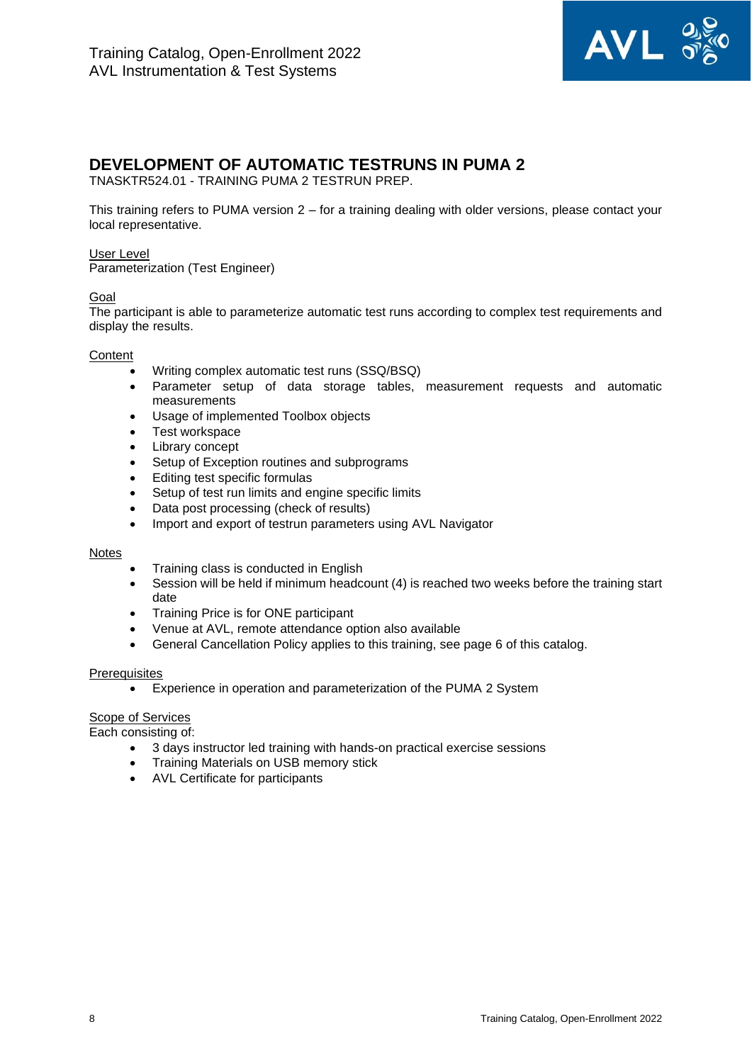## DEVELOPMENT OF AUTOMATIC TESTRUNS IN PUMA 2

TNASKTR524.01 - TRAINING PUMA 2 TESTRUN PREP.

This training refers to PUMA version 2 – for a training dealing with older versions, please contact your local representative.

User Level

Parameterization (Test Engineer)

Goal

The participant is able to parameterize automatic test runs according to complex test requirements and display the results.

Content

- Writing complex automatic test runs (SSQ/BSQ)
- Parameter setup of data storage tables, measurement requests and automatic measurements
- Usage of implemented Toolbox objects
- Test workspace
- Library concept
- Setup of Exception routines and subprograms
- Editing test specific formulas
- Setup of test run limits and engine specific limits
- Data post processing (check of results)
- Import and export of testrun parameters using AVL Navigator

Notes

- Training class is conducted in English
- Session will be held if minimum headcount (4) is reached two weeks before the training start date
- Training Price is for ONE participant
- Venue at AVL, remote attendance option also available
- General Cancellation Policy applies to this training, see page 6 of this catalog.

Prerequisites

- Experience in operation and parameterization of the PUMA 2 System

Scope of Services

Each consisting of:

- 3 days instructor led training with hands-on practical exercise sessions
- Training Materials on USB memory stick
- AVL Certificate for participants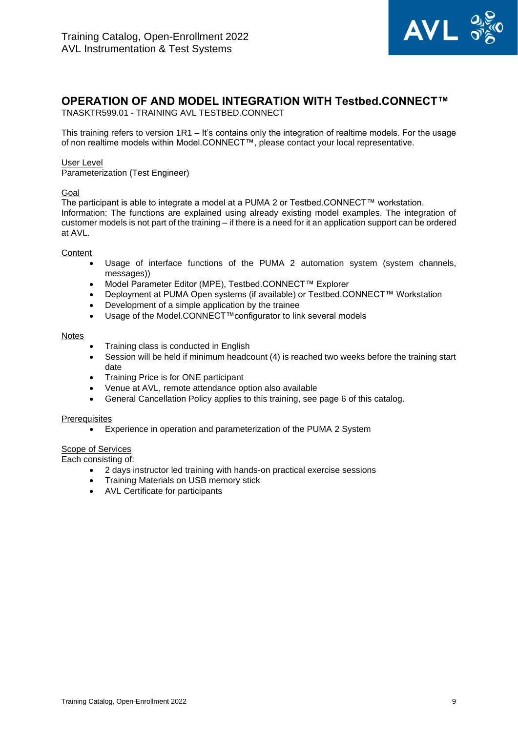## OPERATION OF AND MODEL INTEGRATION WITH Testbed.CONNECT™

TNASKTR599.01 - TRAINING AVL TESTBED.CONNECT

This training refers to version 1R1 – It's contains only the integration of realtime models. For the usage of non realtime models within Model.CONNECT™, please contact your local representative.

User Level

Parameterization (Test Engineer)

Goal

The participant is able to integrate a model at a PUMA 2 or Testbed.CONNECT™ workstation.
Information: The functions are explained using already existing model examples. The integration of customer models is not part of the training – if there is a need for it an application support can be ordered at AVL.

Content

- Usage of interface functions of the PUMA 2 automation system (system channels, messages))
- Model Parameter Editor (MPE), Testbed.CONNECT™ Explorer
- Deployment at PUMA Open systems (if available) or Testbed.CONNECT™ Workstation
- Development of a simple application by the trainee
- Usage of the Model.CONNECT™configurator to link several models

Notes

- Training class is conducted in English
- Session will be held if minimum headcount (4) is reached two weeks before the training start date
- Training Price is for ONE participant
- Venue at AVL, remote attendance option also available
- General Cancellation Policy applies to this training, see page 6 of this catalog.

Prerequisites

- Experience in operation and parameterization of the PUMA 2 System

Scope of Services

Each consisting of:

- 2 days instructor led training with hands-on practical exercise sessions
- Training Materials on USB memory stick
- AVL Certificate for participants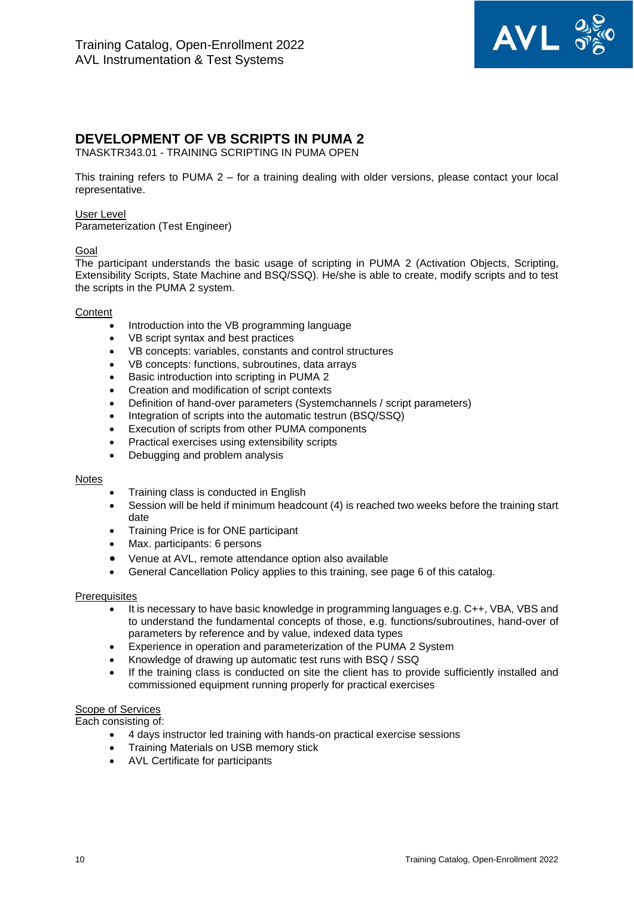# DEVELOPMENT OF VB SCRIPTS IN PUMA 2

TNASKTR343.01 - TRAINING SCRIPTING IN PUMA OPEN

This training refers to PUMA 2 – for a training dealing with older versions, please contact your local representative.

User Level

Parameterization (Test Engineer)

Goal

The participant understands the basic usage of scripting in PUMA 2 (Activation Objects, Scripting, Extensibility Scripts, State Machine and BSQ/SSQ). He/she is able to create, modify scripts and to test the scripts in the PUMA 2 system.

Content

- Introduction into the VB programming language
- VB script syntax and best practices
- VB concepts: variables, constants and control structures
- VB concepts: functions, subroutines, data arrays
- Basic introduction into scripting in PUMA 2
- Creation and modification of script contexts
- Definition of hand-over parameters (Systemchannels / script parameters)
- Integration of scripts into the automatic testrun (BSQ/SSQ)
- Execution of scripts from other PUMA components
- Practical exercises using extensibility scripts
- Debugging and problem analysis

Notes

- Training class is conducted in English
- Session will be held if minimum headcount (4) is reached two weeks before the training start date
- Training Price is for ONE participant
- Max. participants: 6 persons
- Venue at AVL, remote attendance option also available
- General Cancellation Policy applies to this training, see page 6 of this catalog.

Prerequisites

- It is necessary to have basic knowledge in programming languages e.g. C++, VBA, VBS and to understand the fundamental concepts of those, e.g. functions/subroutines, hand-over of parameters by reference and by value, indexed data types
- Experience in operation and parameterization of the PUMA 2 System
- Knowledge of drawing up automatic test runs with BSQ / SSQ
- If the training class is conducted on site the client has to provide sufficiently installed and commissioned equipment running properly for practical exercises

Scope of Services

Each consisting of:

- 4 days instructor led training with hands-on practical exercise sessions
- Training Materials on USB memory stick
- AVL Certificate for participants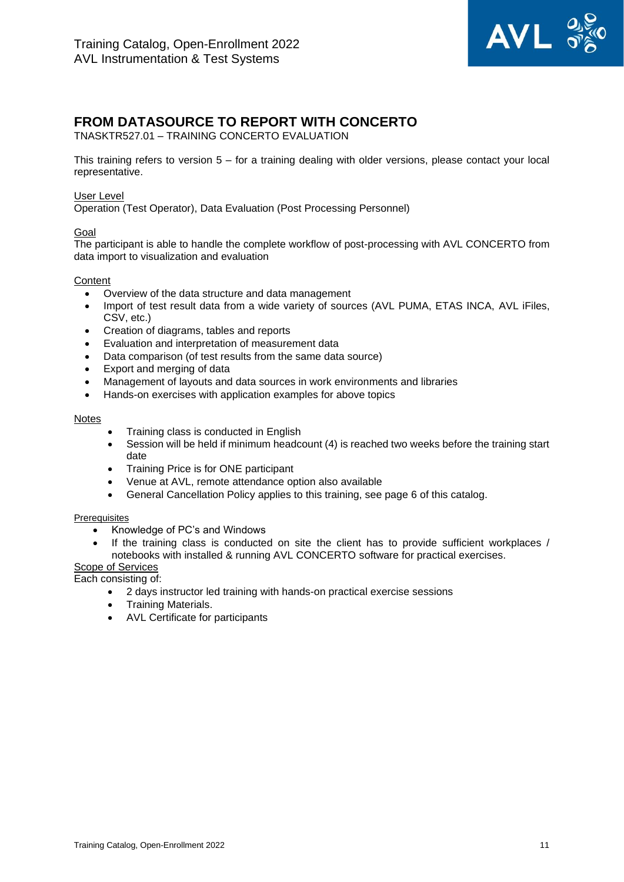## FROM DATASOURCE TO REPORT WITH CONCERTO

TNASKTR527.01 – TRAINING CONCERTO EVALUATION

This training refers to version 5 – for a training dealing with older versions, please contact your local representative.

User Level

Operation (Test Operator), Data Evaluation (Post Processing Personnel)

Goal

The participant is able to handle the complete workflow of post-processing with AVL CONCERTO from data import to visualization and evaluation

Content

- Overview of the data structure and data management
- Import of test result data from a wide variety of sources (AVL PUMA, ETAS INCA, AVL iFiles, CSV, etc.)
- Creation of diagrams, tables and reports
- Evaluation and interpretation of measurement data
- Data comparison (of test results from the same data source)
- Export and merging of data
- Management of layouts and data sources in work environments and libraries
- Hands-on exercises with application examples for above topics

Notes

- Training class is conducted in English
- Session will be held if minimum headcount (4) is reached two weeks before the training start date
- Training Price is for ONE participant
- Venue at AVL, remote attendance option also available
- General Cancellation Policy applies to this training, see page 6 of this catalog.

Prerequisites

- Knowledge of PC's and Windows
- If the training class is conducted on site the client has to provide sufficient workplaces / notebooks with installed & running AVL CONCERTO software for practical exercises.

Scope of Services

Each consisting of:

- 2 days instructor led training with hands-on practical exercise sessions
- Training Materials.
- AVL Certificate for participants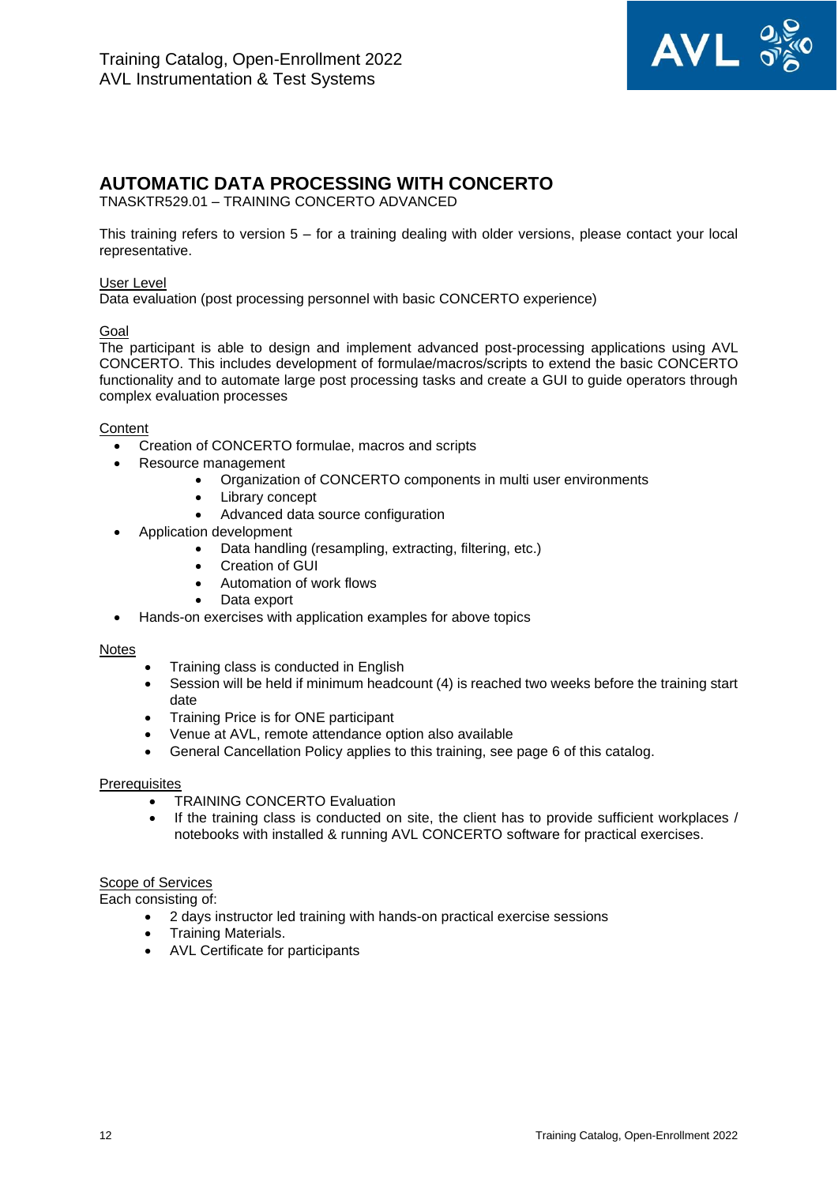# AUTOMATIC DATA PROCESSING WITH CONCERTO

TNASKTR529.01 – TRAINING CONCERTO ADVANCED

This training refers to version 5 – for a training dealing with older versions, please contact your local representative.

User Level

Data evaluation (post processing personnel with basic CONCERTO experience)

Goal

The participant is able to design and implement advanced post-processing applications using AVL CONCERTO. This includes development of formulae/macros/scripts to extend the basic CONCERTO functionality and to automate large post processing tasks and create a GUI to guide operators through complex evaluation processes

Content

- Creation of CONCERTO formulae, macros and scripts
- Resource management
  - Organization of CONCERTO components in multi user environments
  - Library concept
  - Advanced data source configuration
- Application development
  - Data handling (resampling, extracting, filtering, etc.)
  - Creation of GUI
  - Automation of work flows
  - Data export
- Hands-on exercises with application examples for above topics

Notes

- Training class is conducted in English
- Session will be held if minimum headcount (4) is reached two weeks before the training start date
- Training Price is for ONE participant
- Venue at AVL, remote attendance option also available
- General Cancellation Policy applies to this training, see page 6 of this catalog.

Prerequisites

- TRAINING CONCERTO Evaluation
- If the training class is conducted on site, the client has to provide sufficient workplaces / notebooks with installed & running AVL CONCERTO software for practical exercises.

Scope of Services

Each consisting of:

- 2 days instructor led training with hands-on practical exercise sessions
- Training Materials.
- AVL Certificate for participants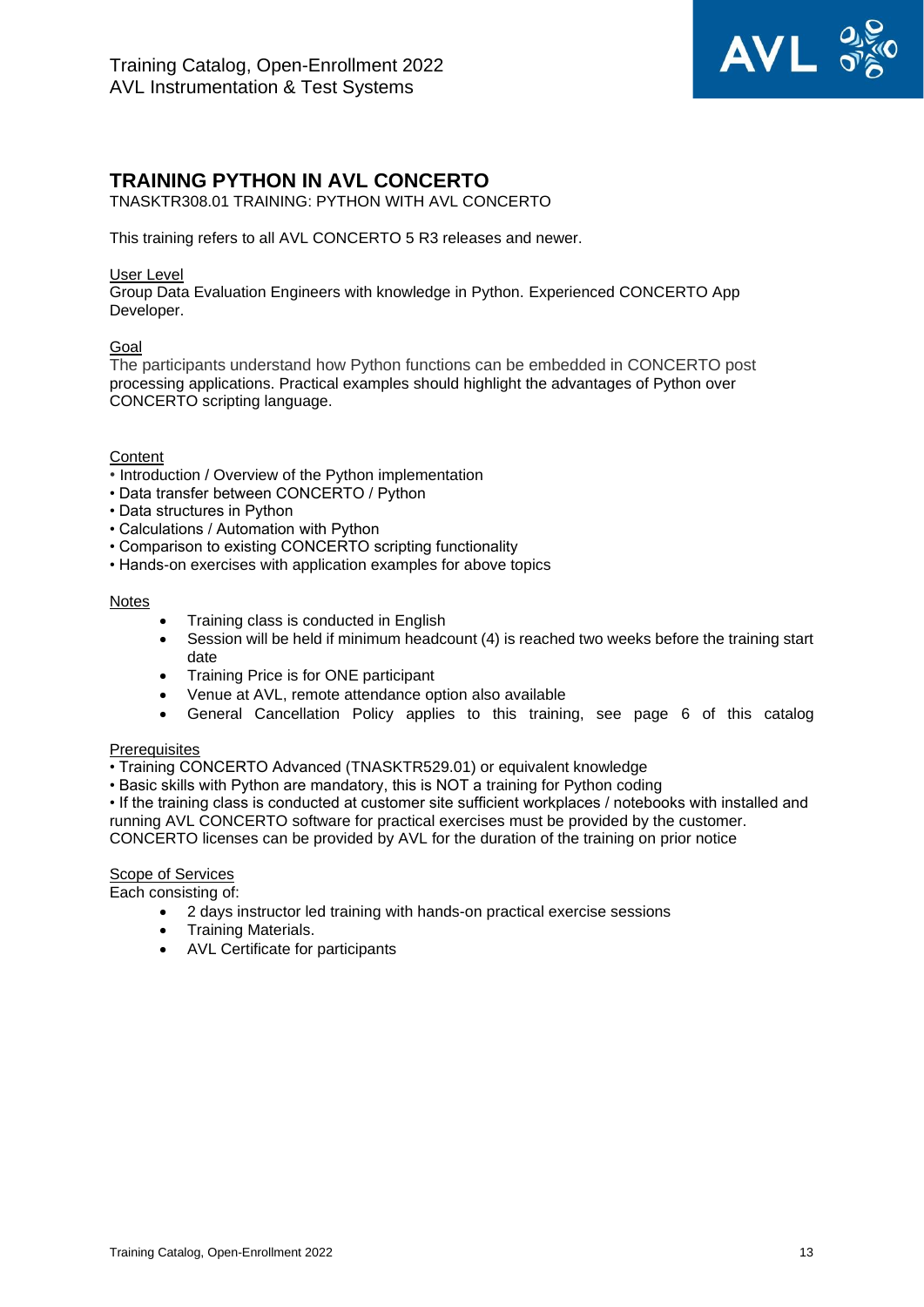## TRAINING PYTHON IN AVL CONCERTO

TNASKTR308.01 TRAINING: PYTHON WITH AVL CONCERTO

This training refers to all AVL CONCERTO 5 R3 releases and newer.

User Level

Group Data Evaluation Engineers with knowledge in Python. Experienced CONCERTO App Developer.

Goal

The participants understand how Python functions can be embedded in CONCERTO post processing applications. Practical examples should highlight the advantages of Python over CONCERTO scripting language.

Content

- Introduction / Overview of the Python implementation
- Data transfer between CONCERTO / Python
- Data structures in Python
- Calculations / Automation with Python
- Comparison to existing CONCERTO scripting functionality
- Hands-on exercises with application examples for above topics

Notes

- Training class is conducted in English
- Session will be held if minimum headcount (4) is reached two weeks before the training start date
- Training Price is for ONE participant
- Venue at AVL, remote attendance option also available
- General Cancellation Policy applies to this training, see page 6 of this catalog

Prerequisites

- Training CONCERTO Advanced (TNASKTR529.01) or equivalent knowledge
- Basic skills with Python are mandatory, this is NOT a training for Python coding
- If the training class is conducted at customer site sufficient workplaces / notebooks with installed and running AVL CONCERTO software for practical exercises must be provided by the customer. CONCERTO licenses can be provided by AVL for the duration of the training on prior notice

Scope of Services

Each consisting of:

- 2 days instructor led training with hands-on practical exercise sessions
- Training Materials.
- AVL Certificate for participants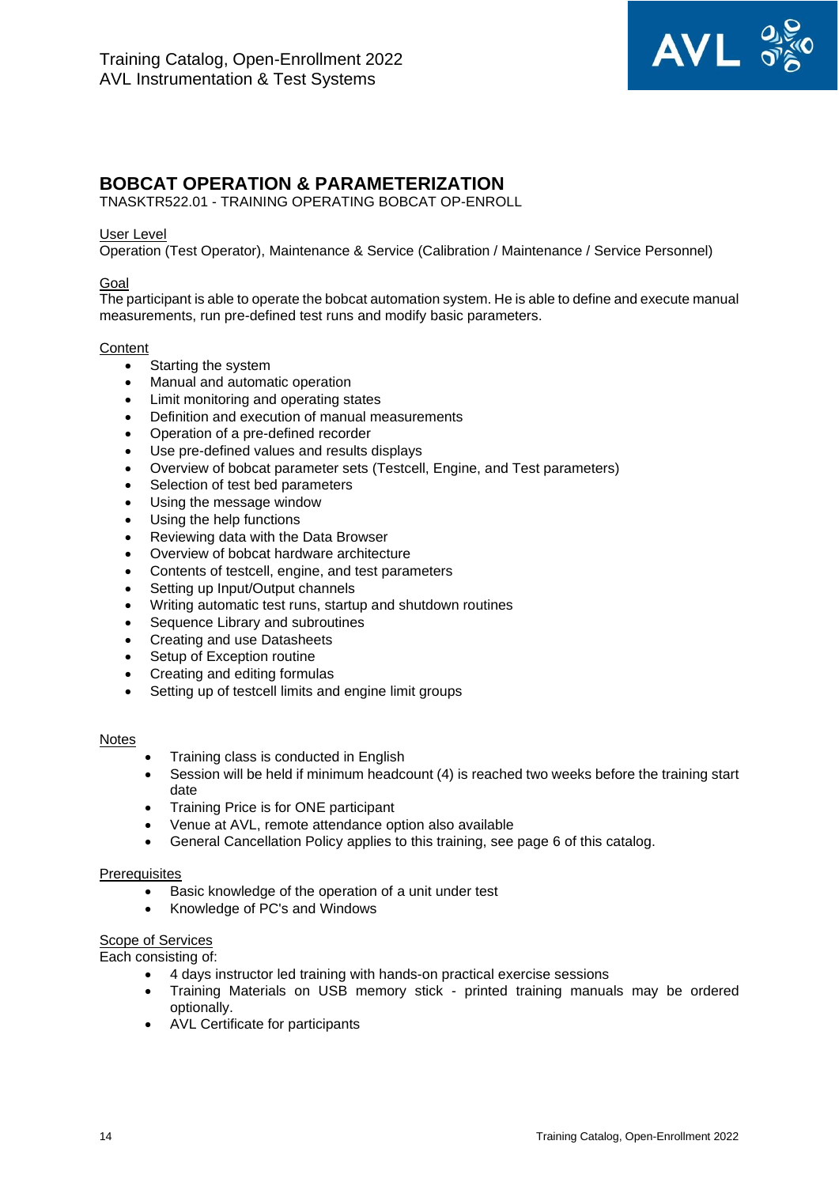## BOBCAT OPERATION & PARAMETERIZATION

TNASKTR522.01 - TRAINING OPERATING BOBCAT OP-ENROLL

User Level

Operation (Test Operator), Maintenance & Service (Calibration / Maintenance / Service Personnel)

Goal

The participant is able to operate the bobcat automation system. He is able to define and execute manual measurements, run pre-defined test runs and modify basic parameters.

Content

- Starting the system
- Manual and automatic operation
- Limit monitoring and operating states
- Definition and execution of manual measurements
- Operation of a pre-defined recorder
- Use pre-defined values and results displays
- Overview of bobcat parameter sets (Testcell, Engine, and Test parameters)
- Selection of test bed parameters
- Using the message window
- Using the help functions
- Reviewing data with the Data Browser
- Overview of bobcat hardware architecture
- Contents of testcell, engine, and test parameters
- Setting up Input/Output channels
- Writing automatic test runs, startup and shutdown routines
- Sequence Library and subroutines
- Creating and use Datasheets
- Setup of Exception routine
- Creating and editing formulas
- Setting up of testcell limits and engine limit groups

Notes

- Training class is conducted in English
- Session will be held if minimum headcount (4) is reached two weeks before the training start date
- Training Price is for ONE participant
- Venue at AVL, remote attendance option also available
- General Cancellation Policy applies to this training, see page 6 of this catalog.

Prerequisites

- Basic knowledge of the operation of a unit under test
- Knowledge of PC's and Windows

Scope of Services

Each consisting of:

- 4 days instructor led training with hands-on practical exercise sessions
- Training Materials on USB memory stick - printed training manuals may be ordered optionally.
- AVL Certificate for participants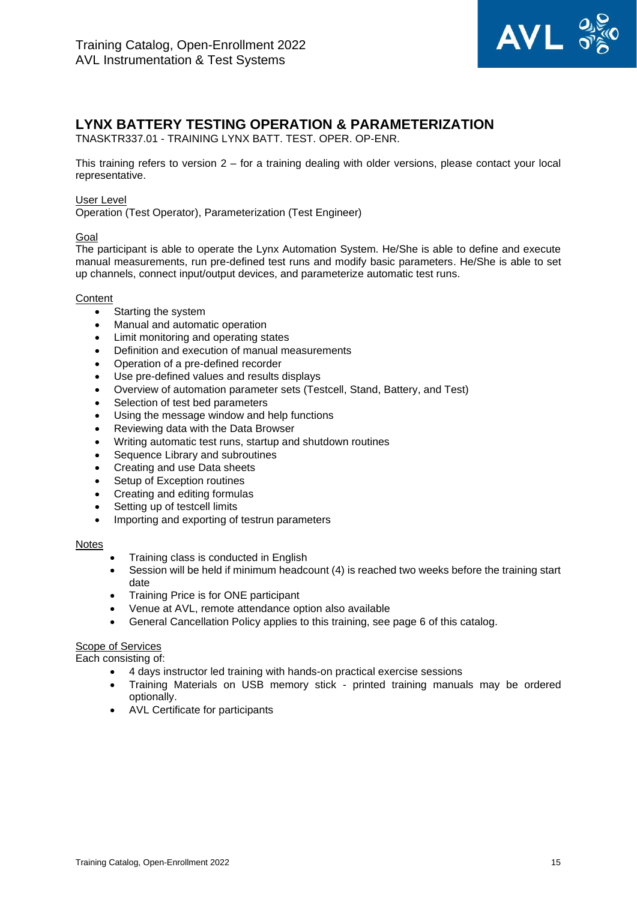## LYNX BATTERY TESTING OPERATION & PARAMETERIZATION

TNASKTR337.01 - TRAINING LYNX BATT. TEST. OPER. OP-ENR.

This training refers to version 2 – for a training dealing with older versions, please contact your local representative.

User Level

Operation (Test Operator), Parameterization (Test Engineer)

Goal

The participant is able to operate the Lynx Automation System. He/She is able to define and execute manual measurements, run pre-defined test runs and modify basic parameters. He/She is able to set up channels, connect input/output devices, and parameterize automatic test runs.

Content

- Starting the system
- Manual and automatic operation
- Limit monitoring and operating states
- Definition and execution of manual measurements
- Operation of a pre-defined recorder
- Use pre-defined values and results displays
- Overview of automation parameter sets (Testcell, Stand, Battery, and Test)
- Selection of test bed parameters
- Using the message window and help functions
- Reviewing data with the Data Browser
- Writing automatic test runs, startup and shutdown routines
- Sequence Library and subroutines
- Creating and use Data sheets
- Setup of Exception routines
- Creating and editing formulas
- Setting up of testcell limits
- Importing and exporting of testrun parameters

Notes

- Training class is conducted in English
- Session will be held if minimum headcount (4) is reached two weeks before the training start date
- Training Price is for ONE participant
- Venue at AVL, remote attendance option also available
- General Cancellation Policy applies to this training, see page 6 of this catalog.

Scope of Services

Each consisting of:

- 4 days instructor led training with hands-on practical exercise sessions
- Training Materials on USB memory stick - printed training manuals may be ordered optionally.
- AVL Certificate for participants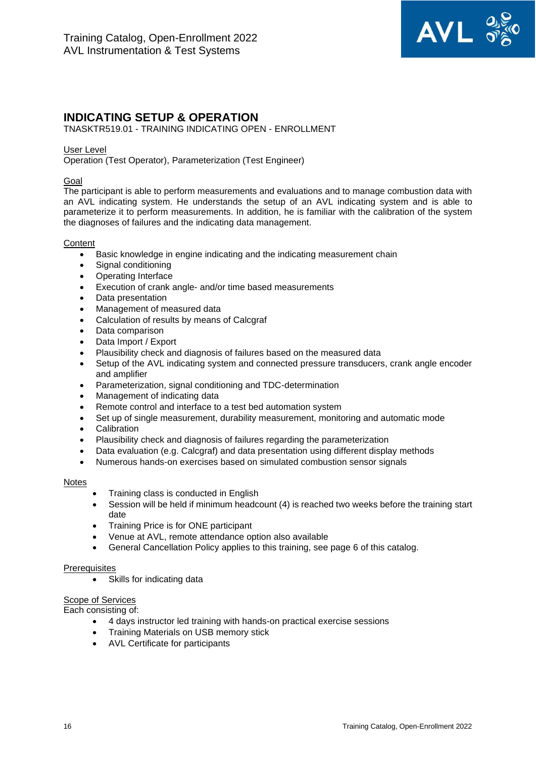# INDICATING SETUP & OPERATION

TNASKTR519.01 - TRAINING INDICATING OPEN - ENROLLMENT

## User Level

Operation (Test Operator), Parameterization (Test Engineer)

## Goal

The participant is able to perform measurements and evaluations and to manage combustion data with an AVL indicating system. He understands the setup of an AVL indicating system and is able to parameterize it to perform measurements. In addition, he is familiar with the calibration of the system the diagnoses of failures and the indicating data management.

## Content

- Basic knowledge in engine indicating and the indicating measurement chain
- Signal conditioning
- Operating Interface
- Execution of crank angle- and/or time based measurements
- Data presentation
- Management of measured data
- Calculation of results by means of Calcgraf
- Data comparison
- Data Import / Export
- Plausibility check and diagnosis of failures based on the measured data
- Setup of the AVL indicating system and connected pressure transducers, crank angle encoder and amplifier
- Parameterization, signal conditioning and TDC-determination
- Management of indicating data
- Remote control and interface to a test bed automation system
- Set up of single measurement, durability measurement, monitoring and automatic mode
- Calibration
- Plausibility check and diagnosis of failures regarding the parameterization
- Data evaluation (e.g. Calcgraf) and data presentation using different display methods
- Numerous hands-on exercises based on simulated combustion sensor signals

## Notes

- Training class is conducted in English
- Session will be held if minimum headcount (4) is reached two weeks before the training start date
- Training Price is for ONE participant
- Venue at AVL, remote attendance option also available
- General Cancellation Policy applies to this training, see page 6 of this catalog.

## Prerequisites

- Skills for indicating data

## Scope of Services

Each consisting of:

- 4 days instructor led training with hands-on practical exercise sessions
- Training Materials on USB memory stick
- AVL Certificate for participants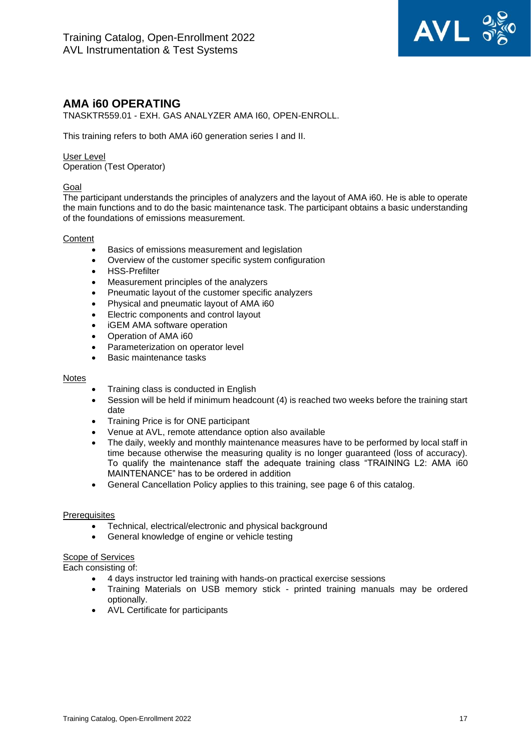## AMA i60 OPERATING

TNASKTR559.01 - EXH. GAS ANALYZER AMA I60, OPEN-ENROLL.

This training refers to both AMA i60 generation series I and II.

User Level

Operation (Test Operator)

Goal

The participant understands the principles of analyzers and the layout of AMA i60. He is able to operate the main functions and to do the basic maintenance task. The participant obtains a basic understanding of the foundations of emissions measurement.

Content

- Basics of emissions measurement and legislation
- Overview of the customer specific system configuration
- HSS-Prefilter
- Measurement principles of the analyzers
- Pneumatic layout of the customer specific analyzers
- Physical and pneumatic layout of AMA i60
- Electric components and control layout
- iGEM AMA software operation
- Operation of AMA i60
- Parameterization on operator level
- Basic maintenance tasks

Notes

- Training class is conducted in English
- Session will be held if minimum headcount (4) is reached two weeks before the training start date
- Training Price is for ONE participant
- Venue at AVL, remote attendance option also available
- The daily, weekly and monthly maintenance measures have to be performed by local staff in time because otherwise the measuring quality is no longer guaranteed (loss of accuracy). To qualify the maintenance staff the adequate training class "TRAINING L2: AMA i60 MAINTENANCE" has to be ordered in addition
- General Cancellation Policy applies to this training, see page 6 of this catalog.

Prerequisites

- Technical, electrical/electronic and physical background
- General knowledge of engine or vehicle testing

Scope of Services

Each consisting of:

- 4 days instructor led training with hands-on practical exercise sessions
- Training Materials on USB memory stick - printed training manuals may be ordered optionally.
- AVL Certificate for participants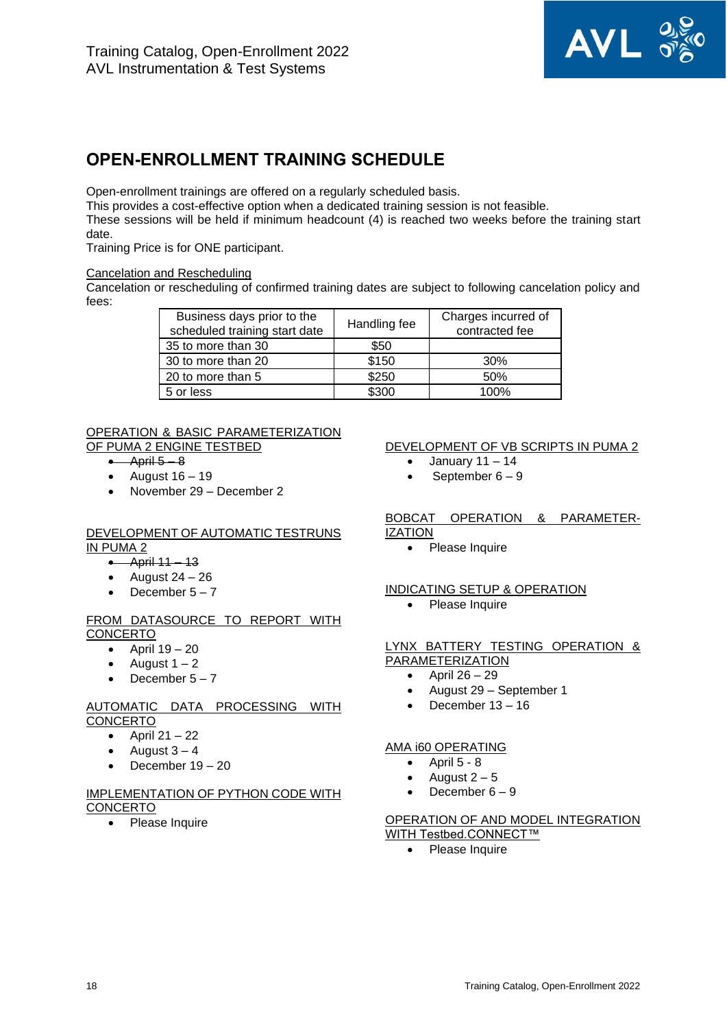# OPEN-ENROLLMENT TRAINING SCHEDULE

Open-enrollment trainings are offered on a regularly scheduled basis.
This provides a cost-effective option when a dedicated training session is not feasible.
These sessions will be held if minimum headcount (4) is reached two weeks before the training start date.
Training Price is for ONE participant.

Cancelation and Rescheduling
Cancelation or rescheduling of confirmed training dates are subject to following cancelation policy and fees:

| Business days prior to the scheduled training start date | Handling fee | Charges incurred of contracted fee |
|---|---|---|
| 35 to more than 30 | $50 | |
| 30 to more than 20 | $150 | 30% |
| 20 to more than 5 | $250 | 50% |
| 5 or less | $300 | 100% |

OPERATION & BASIC PARAMETERIZATION OF PUMA 2 ENGINE TESTBED

- ~~April 5 – 8~~
- August 16 – 19
- November 29 – December 2

DEVELOPMENT OF AUTOMATIC TESTRUNS IN PUMA 2

- ~~April 11 – 13~~
- August 24 – 26
- December 5 – 7

FROM DATASOURCE TO REPORT WITH CONCERTO

- April 19 – 20
- August 1 – 2
- December 5 – 7

AUTOMATIC DATA PROCESSING WITH CONCERTO

- April 21 – 22
- August 3 – 4
- December 19 – 20

IMPLEMENTATION OF PYTHON CODE WITH CONCERTO

- Please Inquire

DEVELOPMENT OF VB SCRIPTS IN PUMA 2

- January 11 – 14
- September 6 – 9

BOBCAT OPERATION & PARAMETER-IZATION

- Please Inquire

INDICATING SETUP & OPERATION

- Please Inquire

LYNX BATTERY TESTING OPERATION & PARAMETERIZATION

- April 26 – 29
- August 29 – September 1
- December 13 – 16

AMA i60 OPERATING

- April 5 - 8
- August 2 – 5
- December 6 – 9

OPERATION OF AND MODEL INTEGRATION WITH Testbed.CONNECT™

- Please Inquire